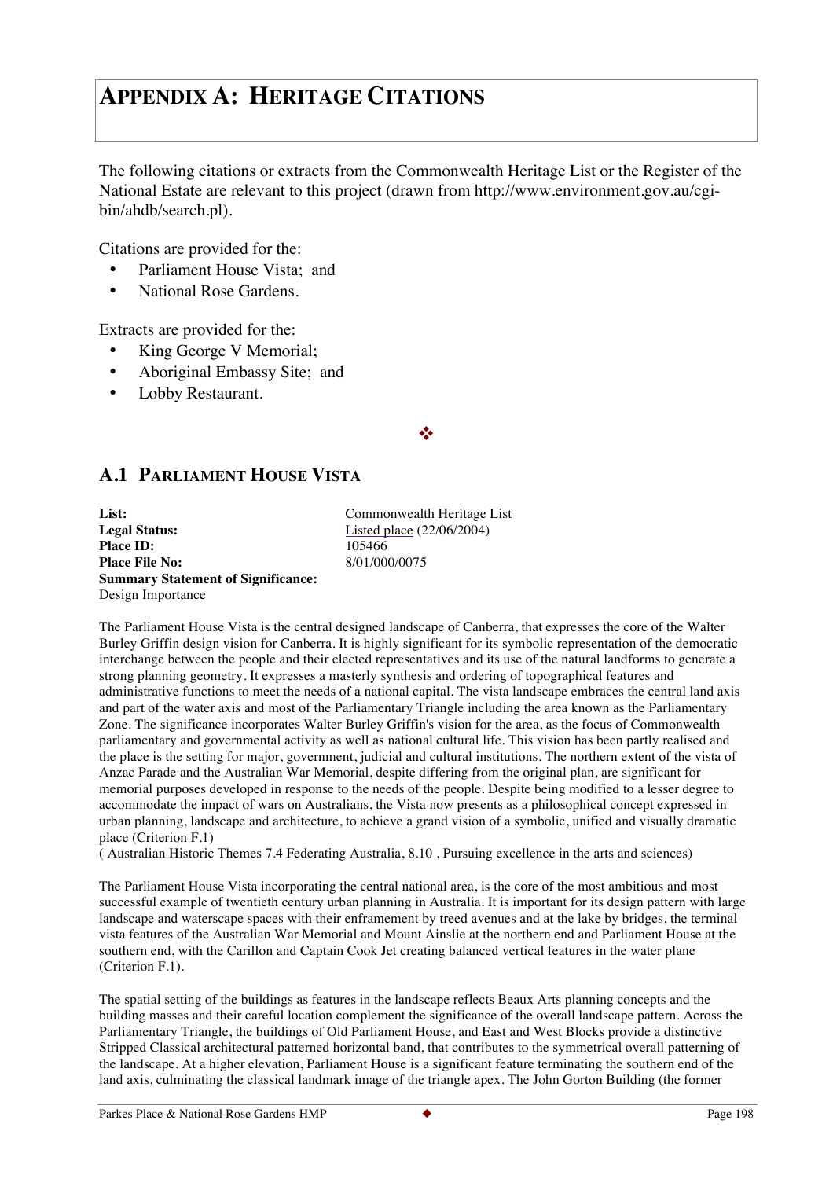# APPENDIX A: HERITAGE CITATIONS

The following citations or extracts from the Commonwealth Heritage List or the Register of the National Estate are relevant to this project (drawn from http://www.environment.gov.au/cgi-bin/ahdb/search.pl).

Citations are provided for the:

- Parliament House Vista; and
- National Rose Gardens.

Extracts are provided for the:

- King George V Memorial;
- Aboriginal Embassy Site; and
- Lobby Restaurant.

❖

## A.1 PARLIAMENT HOUSE VISTA

**List:** Commonwealth Heritage List
**Legal Status:** Listed place (22/06/2004)
**Place ID:** 105466
**Place File No:** 8/01/000/0075
**Summary Statement of Significance:**
Design Importance

The Parliament House Vista is the central designed landscape of Canberra, that expresses the core of the Walter Burley Griffin design vision for Canberra. It is highly significant for its symbolic representation of the democratic interchange between the people and their elected representatives and its use of the natural landforms to generate a strong planning geometry. It expresses a masterly synthesis and ordering of topographical features and administrative functions to meet the needs of a national capital. The vista landscape embraces the central land axis and part of the water axis and most of the Parliamentary Triangle including the area known as the Parliamentary Zone. The significance incorporates Walter Burley Griffin's vision for the area, as the focus of Commonwealth parliamentary and governmental activity as well as national cultural life. This vision has been partly realised and the place is the setting for major, government, judicial and cultural institutions. The northern extent of the vista of Anzac Parade and the Australian War Memorial, despite differing from the original plan, are significant for memorial purposes developed in response to the needs of the people. Despite being modified to a lesser degree to accommodate the impact of wars on Australians, the Vista now presents as a philosophical concept expressed in urban planning, landscape and architecture, to achieve a grand vision of a symbolic, unified and visually dramatic place (Criterion F.1)
( Australian Historic Themes 7.4 Federating Australia, 8.10 , Pursuing excellence in the arts and sciences)

The Parliament House Vista incorporating the central national area, is the core of the most ambitious and most successful example of twentieth century urban planning in Australia. It is important for its design pattern with large landscape and waterscape spaces with their enframement by treed avenues and at the lake by bridges, the terminal vista features of the Australian War Memorial and Mount Ainslie at the northern end and Parliament House at the southern end, with the Carillon and Captain Cook Jet creating balanced vertical features in the water plane (Criterion F.1).

The spatial setting of the buildings as features in the landscape reflects Beaux Arts planning concepts and the building masses and their careful location complement the significance of the overall landscape pattern. Across the Parliamentary Triangle, the buildings of Old Parliament House, and East and West Blocks provide a distinctive Stripped Classical architectural patterned horizontal band, that contributes to the symmetrical overall patterning of the landscape. At a higher elevation, Parliament House is a significant feature terminating the southern end of the land axis, culminating the classical landmark image of the triangle apex. The John Gorton Building (the former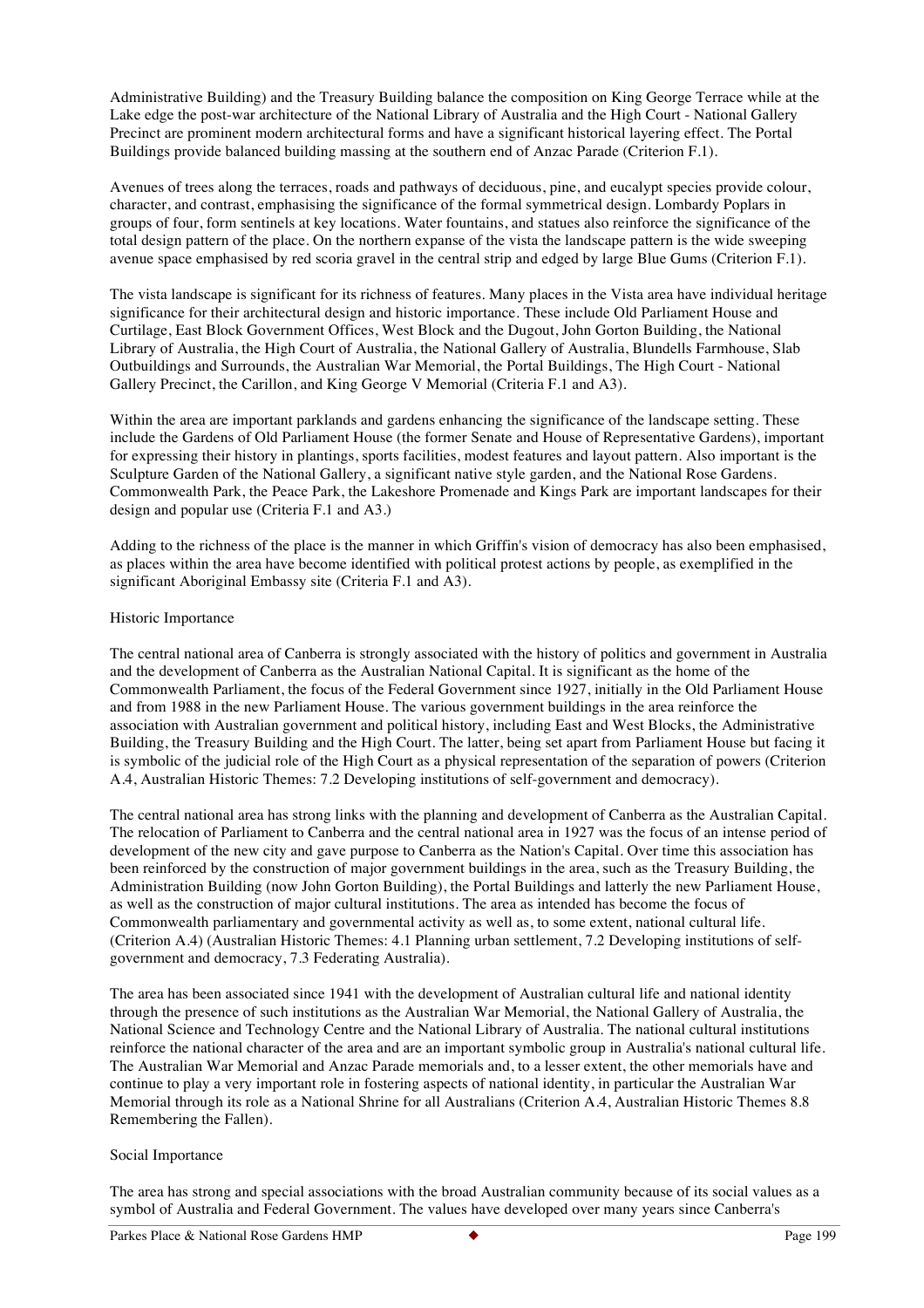Administrative Building) and the Treasury Building balance the composition on King George Terrace while at the Lake edge the post-war architecture of the National Library of Australia and the High Court - National Gallery Precinct are prominent modern architectural forms and have a significant historical layering effect. The Portal Buildings provide balanced building massing at the southern end of Anzac Parade (Criterion F.1).

Avenues of trees along the terraces, roads and pathways of deciduous, pine, and eucalypt species provide colour, character, and contrast, emphasising the significance of the formal symmetrical design. Lombardy Poplars in groups of four, form sentinels at key locations. Water fountains, and statues also reinforce the significance of the total design pattern of the place. On the northern expanse of the vista the landscape pattern is the wide sweeping avenue space emphasised by red scoria gravel in the central strip and edged by large Blue Gums (Criterion F.1).

The vista landscape is significant for its richness of features. Many places in the Vista area have individual heritage significance for their architectural design and historic importance. These include Old Parliament House and Curtilage, East Block Government Offices, West Block and the Dugout, John Gorton Building, the National Library of Australia, the High Court of Australia, the National Gallery of Australia, Blundells Farmhouse, Slab Outbuildings and Surrounds, the Australian War Memorial, the Portal Buildings, The High Court - National Gallery Precinct, the Carillon, and King George V Memorial (Criteria F.1 and A3).

Within the area are important parklands and gardens enhancing the significance of the landscape setting. These include the Gardens of Old Parliament House (the former Senate and House of Representatives Gardens), important for expressing their history in plantings, sports facilities, modest features and layout pattern. Also important is the Sculpture Garden of the National Gallery, a significant native style garden, and the National Rose Gardens. Commonwealth Park, the Peace Park, the Lakeshore Promenade and Kings Park are important landscapes for their design and popular use (Criteria F.1 and A3.)

Adding to the richness of the place is the manner in which Griffin's vision of democracy has also been emphasised, as places within the area have become identified with political protest actions by people, as exemplified in the significant Aboriginal Embassy site (Criteria F.1 and A3).

Historic Importance

The central national area of Canberra is strongly associated with the history of politics and government in Australia and the development of Canberra as the Australian National Capital. It is significant as the home of the Commonwealth Parliament, the focus of the Federal Government since 1927, initially in the Old Parliament House and from 1988 in the new Parliament House. The various government buildings in the area reinforce the association with Australian government and political history, including East and West Blocks, the Administrative Building, the Treasury Building and the High Court. The latter, being set apart from Parliament House but facing it is symbolic of the judicial role of the High Court as a physical representation of the separation of powers (Criterion A.4, Australian Historic Themes: 7.2 Developing institutions of self-government and democracy).

The central national area has strong links with the planning and development of Canberra as the Australian Capital. The relocation of Parliament to Canberra and the central national area in 1927 was the focus of an intense period of development of the new city and gave purpose to Canberra as the Nation's Capital. Over time this association has been reinforced by the construction of major government buildings in the area, such as the Treasury Building, the Administration Building (now John Gorton Building), the Portal Buildings and latterly the new Parliament House, as well as the construction of major cultural institutions. The area as intended has become the focus of Commonwealth parliamentary and governmental activity as well as, to some extent, national cultural life. (Criterion A.4) (Australian Historic Themes: 4.1 Planning urban settlement, 7.2 Developing institutions of self-government and democracy, 7.3 Federating Australia).

The area has been associated since 1941 with the development of Australian cultural life and national identity through the presence of such institutions as the Australian War Memorial, the National Gallery of Australia, the National Science and Technology Centre and the National Library of Australia. The national cultural institutions reinforce the national character of the area and are an important symbolic group in Australia's national cultural life. The Australian War Memorial and Anzac Parade memorials and, to a lesser extent, the other memorials have and continue to play a very important role in fostering aspects of national identity, in particular the Australian War Memorial through its role as a National Shrine for all Australians (Criterion A.4, Australian Historic Themes 8.8 Remembering the Fallen).

Social Importance

The area has strong and special associations with the broad Australian community because of its social values as a symbol of Australia and Federal Government. The values have developed over many years since Canberra's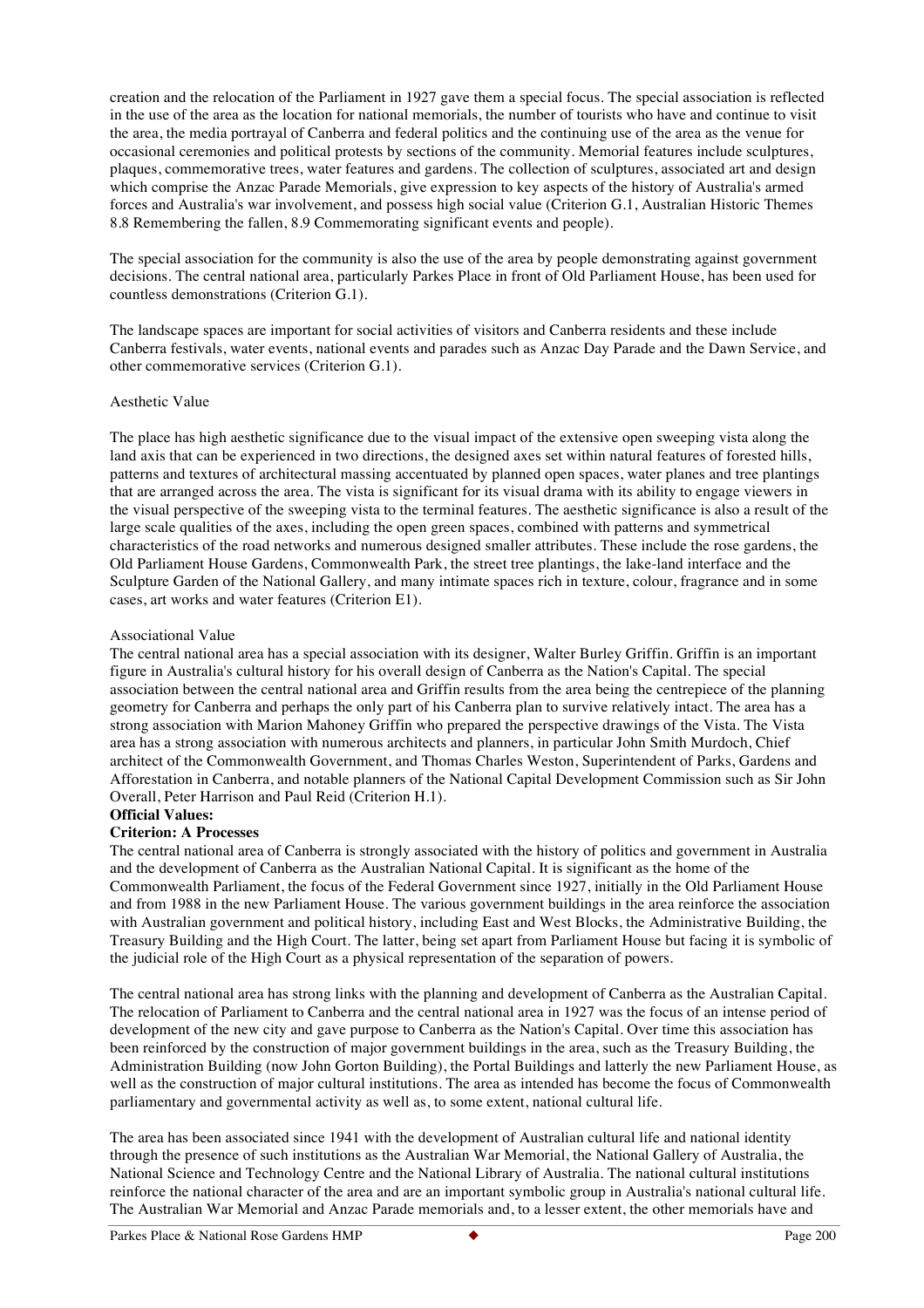creation and the relocation of the Parliament in 1927 gave them a special focus. The special association is reflected in the use of the area as the location for national memorials, the number of tourists who have and continue to visit the area, the media portrayal of Canberra and federal politics and the continuing use of the area as the venue for occasional ceremonies and political protests by sections of the community. Memorial features include sculptures, plaques, commemorative trees, water features and gardens. The collection of sculptures, associated art and design which comprise the Anzac Parade Memorials, give expression to key aspects of the history of Australia's armed forces and Australia's war involvement, and possess high social value (Criterion G.1, Australian Historic Themes 8.8 Remembering the fallen, 8.9 Commemorating significant events and people).

The special association for the community is also the use of the area by people demonstrating against government decisions. The central national area, particularly Parkes Place in front of Old Parliament House, has been used for countless demonstrations (Criterion G.1).

The landscape spaces are important for social activities of visitors and Canberra residents and these include Canberra festivals, water events, national events and parades such as Anzac Day Parade and the Dawn Service, and other commemorative services (Criterion G.1).

Aesthetic Value

The place has high aesthetic significance due to the visual impact of the extensive open sweeping vista along the land axis that can be experienced in two directions, the designed axes set within natural features of forested hills, patterns and textures of architectural massing accentuated by planned open spaces, water planes and tree plantings that are arranged across the area. The vista is significant for its visual drama with its ability to engage viewers in the visual perspective of the sweeping vista to the terminal features. The aesthetic significance is also a result of the large scale qualities of the axes, including the open green spaces, combined with patterns and symmetrical characteristics of the road networks and numerous designed smaller attributes. These include the rose gardens, the Old Parliament House Gardens, Commonwealth Park, the street tree plantings, the lake-land interface and the Sculpture Garden of the National Gallery, and many intimate spaces rich in texture, colour, fragrance and in some cases, art works and water features (Criterion E1).

Associational Value

The central national area has a special association with its designer, Walter Burley Griffin. Griffin is an important figure in Australia's cultural history for his overall design of Canberra as the Nation's Capital. The special association between the central national area and Griffin results from the area being the centrepiece of the planning geometry for Canberra and perhaps the only part of his Canberra plan to survive relatively intact. The area has a strong association with Marion Mahoney Griffin who prepared the perspective drawings of the Vista. The Vista area has a strong association with numerous architects and planners, in particular John Smith Murdoch, Chief architect of the Commonwealth Government, and Thomas Charles Weston, Superintendent of Parks, Gardens and Afforestation in Canberra, and notable planners of the National Capital Development Commission such as Sir John Overall, Peter Harrison and Paul Reid (Criterion H.1).

**Official Values:**

**Criterion: A Processes**

The central national area of Canberra is strongly associated with the history of politics and government in Australia and the development of Canberra as the Australian National Capital. It is significant as the home of the Commonwealth Parliament, the focus of the Federal Government since 1927, initially in the Old Parliament House and from 1988 in the new Parliament House. The various government buildings in the area reinforce the association with Australian government and political history, including East and West Blocks, the Administrative Building, the Treasury Building and the High Court. The latter, being set apart from Parliament House but facing it is symbolic of the judicial role of the High Court as a physical representation of the separation of powers.

The central national area has strong links with the planning and development of Canberra as the Australian Capital. The relocation of Parliament to Canberra and the central national area in 1927 was the focus of an intense period of development of the new city and gave purpose to Canberra as the Nation's Capital. Over time this association has been reinforced by the construction of major government buildings in the area, such as the Treasury Building, the Administration Building (now John Gorton Building), the Portal Buildings and latterly the new Parliament House, as well as the construction of major cultural institutions. The area as intended has become the focus of Commonwealth parliamentary and governmental activity as well as, to some extent, national cultural life.

The area has been associated since 1941 with the development of Australian cultural life and national identity through the presence of such institutions as the Australian War Memorial, the National Gallery of Australia, the National Science and Technology Centre and the National Library of Australia. The national cultural institutions reinforce the national character of the area and are an important symbolic group in Australia's national cultural life. The Australian War Memorial and Anzac Parade memorials and, to a lesser extent, the other memorials have and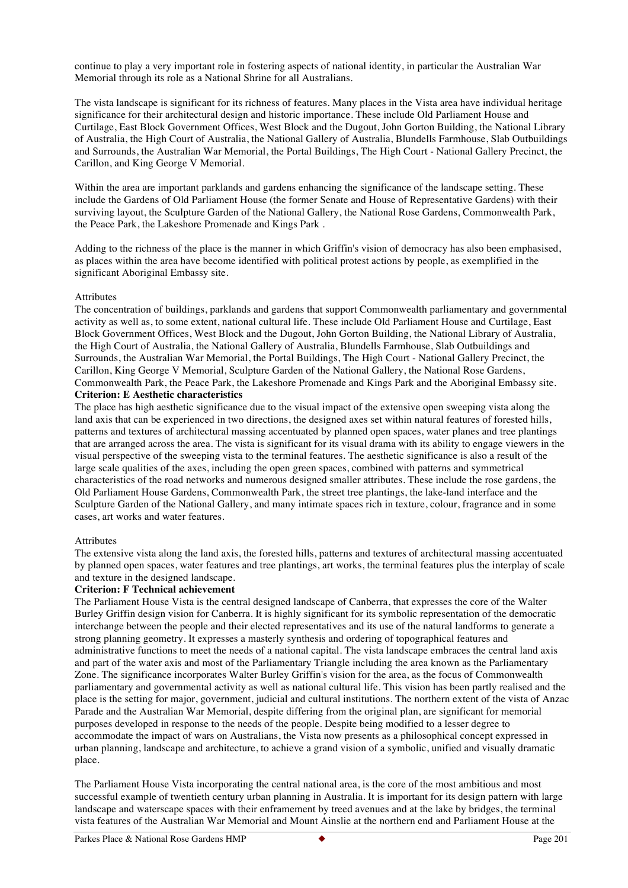continue to play a very important role in fostering aspects of national identity, in particular the Australian War Memorial through its role as a National Shrine for all Australians.

The vista landscape is significant for its richness of features. Many places in the Vista area have individual heritage significance for their architectural design and historic importance. These include Old Parliament House and Curtilage, East Block Government Offices, West Block and the Dugout, John Gorton Building, the National Library of Australia, the High Court of Australia, the National Gallery of Australia, Blundells Farmhouse, Slab Outbuildings and Surrounds, the Australian War Memorial, the Portal Buildings, The High Court - National Gallery Precinct, the Carillon, and King George V Memorial.

Within the area are important parklands and gardens enhancing the significance of the landscape setting. These include the Gardens of Old Parliament House (the former Senate and House of Representative Gardens) with their surviving layout, the Sculpture Garden of the National Gallery, the National Rose Gardens, Commonwealth Park, the Peace Park, the Lakeshore Promenade and Kings Park .

Adding to the richness of the place is the manner in which Griffin's vision of democracy has also been emphasised, as places within the area have become identified with political protest actions by people, as exemplified in the significant Aboriginal Embassy site.

Attributes

The concentration of buildings, parklands and gardens that support Commonwealth parliamentary and governmental activity as well as, to some extent, national cultural life. These include Old Parliament House and Curtilage, East Block Government Offices, West Block and the Dugout, John Gorton Building, the National Library of Australia, the High Court of Australia, the National Gallery of Australia, Blundells Farmhouse, Slab Outbuildings and Surrounds, the Australian War Memorial, the Portal Buildings, The High Court - National Gallery Precinct, the Carillon, King George V Memorial, Sculpture Garden of the National Gallery, the National Rose Gardens, Commonwealth Park, the Peace Park, the Lakeshore Promenade and Kings Park and the Aboriginal Embassy site.

**Criterion: E Aesthetic characteristics**

The place has high aesthetic significance due to the visual impact of the extensive open sweeping vista along the land axis that can be experienced in two directions, the designed axes set within natural features of forested hills, patterns and textures of architectural massing accentuated by planned open spaces, water planes and tree plantings that are arranged across the area. The vista is significant for its visual drama with its ability to engage viewers in the visual perspective of the sweeping vista to the terminal features. The aesthetic significance is also a result of the large scale qualities of the axes, including the open green spaces, combined with patterns and symmetrical characteristics of the road networks and numerous designed smaller attributes. These include the rose gardens, the Old Parliament House Gardens, Commonwealth Park, the street tree plantings, the lake-land interface and the Sculpture Garden of the National Gallery, and many intimate spaces rich in texture, colour, fragrance and in some cases, art works and water features.

Attributes

The extensive vista along the land axis, the forested hills, patterns and textures of architectural massing accentuated by planned open spaces, water features and tree plantings, art works, the terminal features plus the interplay of scale and texture in the designed landscape.

**Criterion: F Technical achievement**

The Parliament House Vista is the central designed landscape of Canberra, that expresses the core of the Walter Burley Griffin design vision for Canberra. It is highly significant for its symbolic representation of the democratic interchange between the people and their elected representatives and its use of the natural landforms to generate a strong planning geometry. It expresses a masterly synthesis and ordering of topographical features and administrative functions to meet the needs of a national capital. The vista landscape embraces the central land axis and part of the water axis and most of the Parliamentary Triangle including the area known as the Parliamentary Zone. The significance incorporates Walter Burley Griffin's vision for the area, as the focus of Commonwealth parliamentary and governmental activity as well as national cultural life. This vision has been partly realised and the place is the setting for major, government, judicial and cultural institutions. The northern extent of the vista of Anzac Parade and the Australian War Memorial, despite differing from the original plan, are significant for memorial purposes developed in response to the needs of the people. Despite being modified to a lesser degree to accommodate the impact of wars on Australians, the Vista now presents as a philosophical concept expressed in urban planning, landscape and architecture, to achieve a grand vision of a symbolic, unified and visually dramatic place.

The Parliament House Vista incorporating the central national area, is the core of the most ambitious and most successful example of twentieth century urban planning in Australia. It is important for its design pattern with large landscape and waterscape spaces with their enframement by treed avenues and at the lake by bridges, the terminal vista features of the Australian War Memorial and Mount Ainslie at the northern end and Parliament House at the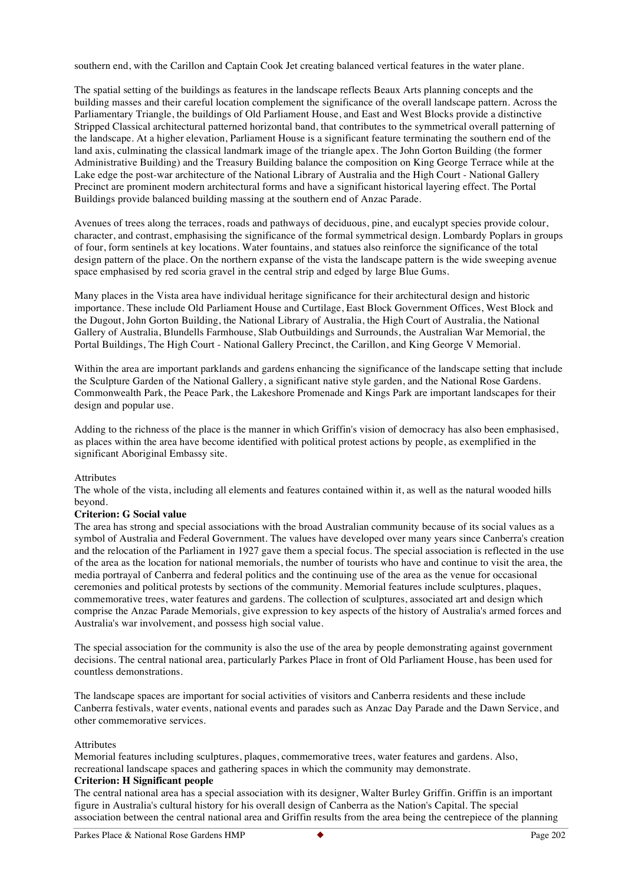southern end, with the Carillon and Captain Cook Jet creating balanced vertical features in the water plane.

The spatial setting of the buildings as features in the landscape reflects Beaux Arts planning concepts and the building masses and their careful location complement the significance of the overall landscape pattern. Across the Parliamentary Triangle, the buildings of Old Parliament House, and East and West Blocks provide a distinctive Stripped Classical architectural patterned horizontal band, that contributes to the symmetrical overall patterning of the landscape. At a higher elevation, Parliament House is a significant feature terminating the southern end of the land axis, culminating the classical landmark image of the triangle apex. The John Gorton Building (the former Administrative Building) and the Treasury Building balance the composition on King George Terrace while at the Lake edge the post-war architecture of the National Library of Australia and the High Court - National Gallery Precinct are prominent modern architectural forms and have a significant historical layering effect. The Portal Buildings provide balanced building massing at the southern end of Anzac Parade.

Avenues of trees along the terraces, roads and pathways of deciduous, pine, and eucalypt species provide colour, character, and contrast, emphasising the significance of the formal symmetrical design. Lombardy Poplars in groups of four, form sentinels at key locations. Water fountains, and statues also reinforce the significance of the total design pattern of the place. On the northern expanse of the vista the landscape pattern is the wide sweeping avenue space emphasised by red scoria gravel in the central strip and edged by large Blue Gums.

Many places in the Vista area have individual heritage significance for their architectural design and historic importance. These include Old Parliament House and Curtilage, East Block Government Offices, West Block and the Dugout, John Gorton Building, the National Library of Australia, the High Court of Australia, the National Gallery of Australia, Blundells Farmhouse, Slab Outbuildings and Surrounds, the Australian War Memorial, the Portal Buildings, The High Court - National Gallery Precinct, the Carillon, and King George V Memorial.

Within the area are important parklands and gardens enhancing the significance of the landscape setting that include the Sculpture Garden of the National Gallery, a significant native style garden, and the National Rose Gardens. Commonwealth Park, the Peace Park, the Lakeshore Promenade and Kings Park are important landscapes for their design and popular use.

Adding to the richness of the place is the manner in which Griffin's vision of democracy has also been emphasised, as places within the area have become identified with political protest actions by people, as exemplified in the significant Aboriginal Embassy site.

Attributes

The whole of the vista, including all elements and features contained within it, as well as the natural wooded hills beyond.

**Criterion: G Social value**

The area has strong and special associations with the broad Australian community because of its social values as a symbol of Australia and Federal Government. The values have developed over many years since Canberra's creation and the relocation of the Parliament in 1927 gave them a special focus. The special association is reflected in the use of the area as the location for national memorials, the number of tourists who have and continue to visit the area, the media portrayal of Canberra and federal politics and the continuing use of the area as the venue for occasional ceremonies and political protests by sections of the community. Memorial features include sculptures, plaques, commemorative trees, water features and gardens. The collection of sculptures, associated art and design which comprise the Anzac Parade Memorials, give expression to key aspects of the history of Australia's armed forces and Australia's war involvement, and possess high social value.

The special association for the community is also the use of the area by people demonstrating against government decisions. The central national area, particularly Parkes Place in front of Old Parliament House, has been used for countless demonstrations.

The landscape spaces are important for social activities of visitors and Canberra residents and these include Canberra festivals, water events, national events and parades such as Anzac Day Parade and the Dawn Service, and other commemorative services.

Attributes

Memorial features including sculptures, plaques, commemorative trees, water features and gardens. Also, recreational landscape spaces and gathering spaces in which the community may demonstrate.

**Criterion: H Significant people**

The central national area has a special association with its designer, Walter Burley Griffin. Griffin is an important figure in Australia's cultural history for his overall design of Canberra as the Nation's Capital. The special association between the central national area and Griffin results from the area being the centrepiece of the planning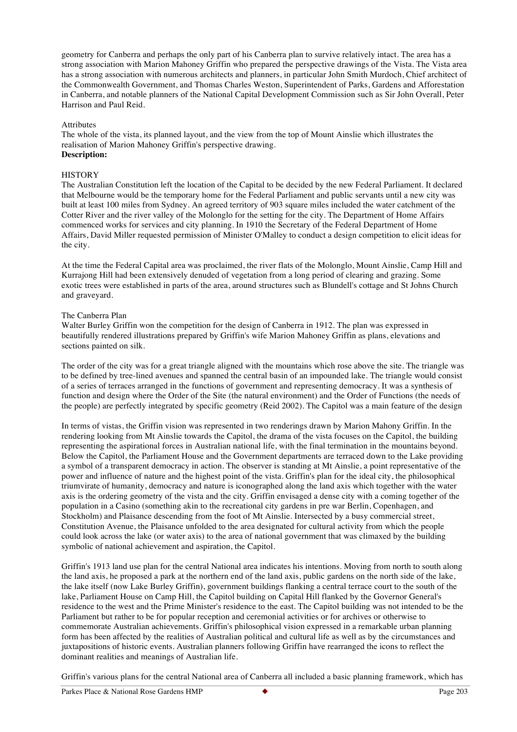geometry for Canberra and perhaps the only part of his Canberra plan to survive relatively intact. The area has a strong association with Marion Mahoney Griffin who prepared the perspective drawings of the Vista. The Vista area has a strong association with numerous architects and planners, in particular John Smith Murdoch, Chief architect of the Commonwealth Government, and Thomas Charles Weston, Superintendent of Parks, Gardens and Afforestation in Canberra, and notable planners of the National Capital Development Commission such as Sir John Overall, Peter Harrison and Paul Reid.

Attributes

The whole of the vista, its planned layout, and the view from the top of Mount Ainslie which illustrates the realisation of Marion Mahoney Griffin's perspective drawing.

**Description:**

HISTORY

The Australian Constitution left the location of the Capital to be decided by the new Federal Parliament. It declared that Melbourne would be the temporary home for the Federal Parliament and public servants until a new city was built at least 100 miles from Sydney. An agreed territory of 903 square miles included the water catchment of the Cotter River and the river valley of the Molonglo for the setting for the city. The Department of Home Affairs commenced works for services and city planning. In 1910 the Secretary of the Federal Department of Home Affairs, David Miller requested permission of Minister O'Malley to conduct a design competition to elicit ideas for the city.

At the time the Federal Capital area was proclaimed, the river flats of the Molonglo, Mount Ainslie, Camp Hill and Kurrajong Hill had been extensively denuded of vegetation from a long period of clearing and grazing. Some exotic trees were established in parts of the area, around structures such as Blundell's cottage and St Johns Church and graveyard.

The Canberra Plan

Walter Burley Griffin won the competition for the design of Canberra in 1912. The plan was expressed in beautifully rendered illustrations prepared by Griffin's wife Marion Mahoney Griffin as plans, elevations and sections painted on silk.

The order of the city was for a great triangle aligned with the mountains which rose above the site. The triangle was to be defined by tree-lined avenues and spanned the central basin of an impounded lake. The triangle would consist of a series of terraces arranged in the functions of government and representing democracy. It was a synthesis of function and design where the Order of the Site (the natural environment) and the Order of Functions (the needs of the people) are perfectly integrated by specific geometry (Reid 2002). The Capitol was a main feature of the design

In terms of vistas, the Griffin vision was represented in two renderings drawn by Marion Mahony Griffin. In the rendering looking from Mt Ainslie towards the Capitol, the drama of the vista focuses on the Capitol, the building representing the aspirational forces in Australian national life, with the final termination in the mountains beyond. Below the Capitol, the Parliament House and the Government departments are terraced down to the Lake providing a symbol of a transparent democracy in action. The observer is standing at Mt Ainslie, a point representative of the power and influence of nature and the highest point of the vista. Griffin's plan for the ideal city, the philosophical triumvirate of humanity, democracy and nature is iconographed along the land axis which together with the water axis is the ordering geometry of the vista and the city. Griffin envisaged a dense city with a coming together of the population in a Casino (something akin to the recreational city gardens in pre war Berlin, Copenhagen, and Stockholm) and Plaisance descending from the foot of Mt Ainslie. Intersected by a busy commercial street, Constitution Avenue, the Plaisance unfolded to the area designated for cultural activity from which the people could look across the lake (or water axis) to the area of national government that was climaxed by the building symbolic of national achievement and aspiration, the Capitol.

Griffin's 1913 land use plan for the central National area indicates his intentions. Moving from north to south along the land axis, he proposed a park at the northern end of the land axis, public gardens on the north side of the lake, the lake itself (now Lake Burley Griffin), government buildings flanking a central terrace court to the south of the lake, Parliament House on Camp Hill, the Capitol building on Capital Hill flanked by the Governor General's residence to the west and the Prime Minister's residence to the east. The Capitol building was not intended to be the Parliament but rather to be for popular reception and ceremonial activities or for archives or otherwise to commemorate Australian achievements. Griffin's philosophical vision expressed in a remarkable urban planning form has been affected by the realities of Australian political and cultural life as well as by the circumstances and juxtapositions of historic events. Australian planners following Griffin have rearranged the icons to reflect the dominant realities and meanings of Australian life.

Griffin's various plans for the central National area of Canberra all included a basic planning framework, which has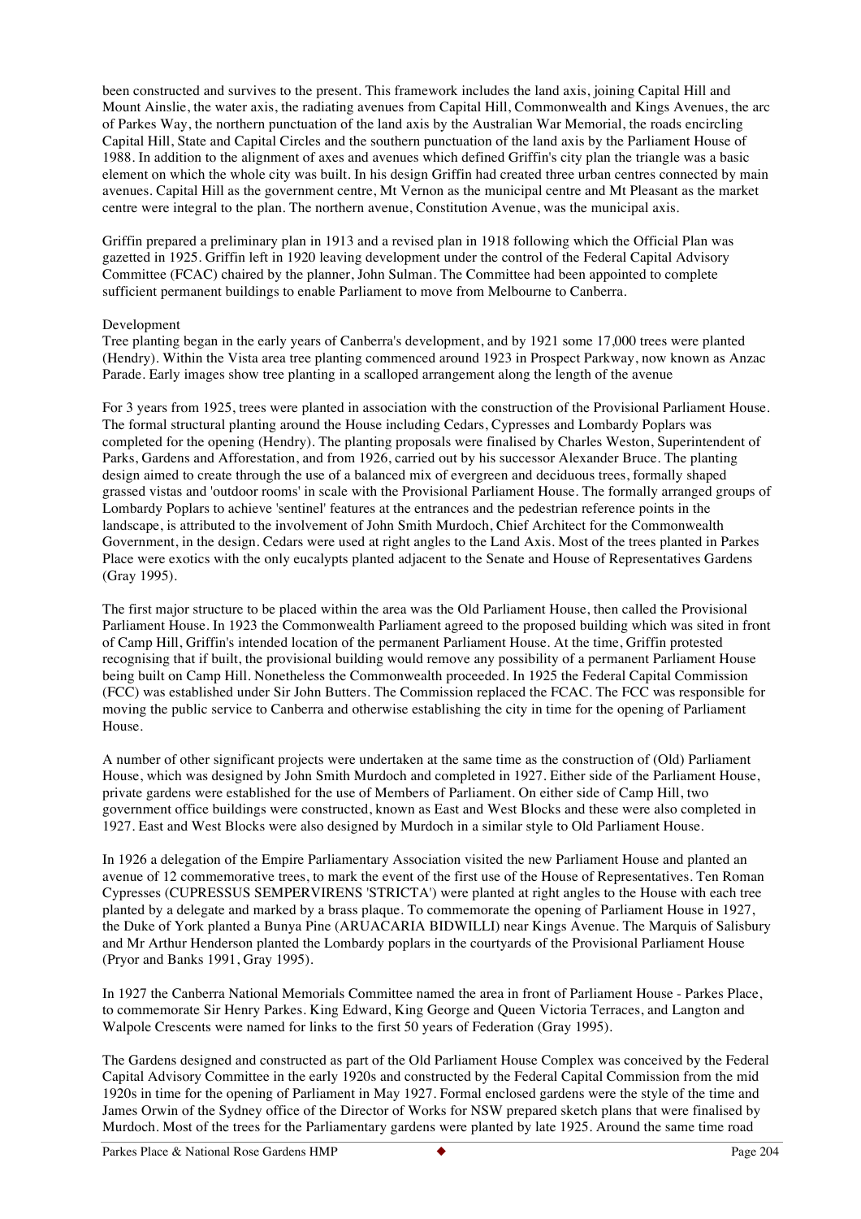been constructed and survives to the present. This framework includes the land axis, joining Capital Hill and Mount Ainslie, the water axis, the radiating avenues from Capital Hill, Commonwealth and Kings Avenues, the arc of Parkes Way, the northern punctuation of the land axis by the Australian War Memorial, the roads encircling Capital Hill, State and Capital Circles and the southern punctuation of the land axis by the Parliament House of 1988. In addition to the alignment of axes and avenues which defined Griffin's city plan the triangle was a basic element on which the whole city was built. In his design Griffin had created three urban centres connected by main avenues. Capital Hill as the government centre, Mt Vernon as the municipal centre and Mt Pleasant as the market centre were integral to the plan. The northern avenue, Constitution Avenue, was the municipal axis.

Griffin prepared a preliminary plan in 1913 and a revised plan in 1918 following which the Official Plan was gazetted in 1925. Griffin left in 1920 leaving development under the control of the Federal Capital Advisory Committee (FCAC) chaired by the planner, John Sulman. The Committee had been appointed to complete sufficient permanent buildings to enable Parliament to move from Melbourne to Canberra.

Development

Tree planting began in the early years of Canberra's development, and by 1921 some 17,000 trees were planted (Hendry). Within the Vista area tree planting commenced around 1923 in Prospect Parkway, now known as Anzac Parade. Early images show tree planting in a scalloped arrangement along the length of the avenue

For 3 years from 1925, trees were planted in association with the construction of the Provisional Parliament House. The formal structural planting around the House including Cedars, Cypresses and Lombardy Poplars was completed for the opening (Hendry). The planting proposals were finalised by Charles Weston, Superintendent of Parks, Gardens and Afforestation, and from 1926, carried out by his successor Alexander Bruce. The planting design aimed to create through the use of a balanced mix of evergreen and deciduous trees, formally shaped grassed vistas and 'outdoor rooms' in scale with the Provisional Parliament House. The formally arranged groups of Lombardy Poplars to achieve 'sentinel' features at the entrances and the pedestrian reference points in the landscape, is attributed to the involvement of John Smith Murdoch, Chief Architect for the Commonwealth Government, in the design. Cedars were used at right angles to the Land Axis. Most of the trees planted in Parkes Place were exotics with the only eucalypts planted adjacent to the Senate and House of Representatives Gardens (Gray 1995).

The first major structure to be placed within the area was the Old Parliament House, then called the Provisional Parliament House. In 1923 the Commonwealth Parliament agreed to the proposed building which was sited in front of Camp Hill, Griffin's intended location of the permanent Parliament House. At the time, Griffin protested recognising that if built, the provisional building would remove any possibility of a permanent Parliament House being built on Camp Hill. Nonetheless the Commonwealth proceeded. In 1925 the Federal Capital Commission (FCC) was established under Sir John Butters. The Commission replaced the FCAC. The FCC was responsible for moving the public service to Canberra and otherwise establishing the city in time for the opening of Parliament House.

A number of other significant projects were undertaken at the same time as the construction of (Old) Parliament House, which was designed by John Smith Murdoch and completed in 1927. Either side of the Parliament House, private gardens were established for the use of Members of Parliament. On either side of Camp Hill, two government office buildings were constructed, known as East and West Blocks and these were also completed in 1927. East and West Blocks were also designed by Murdoch in a similar style to Old Parliament House.

In 1926 a delegation of the Empire Parliamentary Association visited the new Parliament House and planted an avenue of 12 commemorative trees, to mark the event of the first use of the House of Representatives. Ten Roman Cypresses (CUPRESSUS SEMPERVIRENS 'STRICTA') were planted at right angles to the House with each tree planted by a delegate and marked by a brass plaque. To commemorate the opening of Parliament House in 1927, the Duke of York planted a Bunya Pine (ARUACARIA BIDWILLI) near Kings Avenue. The Marquis of Salisbury and Mr Arthur Henderson planted the Lombardy poplars in the courtyards of the Provisional Parliament House (Pryor and Banks 1991, Gray 1995).

In 1927 the Canberra National Memorials Committee named the area in front of Parliament House - Parkes Place, to commemorate Sir Henry Parkes. King Edward, King George and Queen Victoria Terraces, and Langton and Walpole Crescents were named for links to the first 50 years of Federation (Gray 1995).

The Gardens designed and constructed as part of the Old Parliament House Complex was conceived by the Federal Capital Advisory Committee in the early 1920s and constructed by the Federal Capital Commission from the mid 1920s in time for the opening of Parliament in May 1927. Formal enclosed gardens were the style of the time and James Orwin of the Sydney office of the Director of Works for NSW prepared sketch plans that were finalised by Murdoch. Most of the trees for the Parliamentary gardens were planted by late 1925. Around the same time road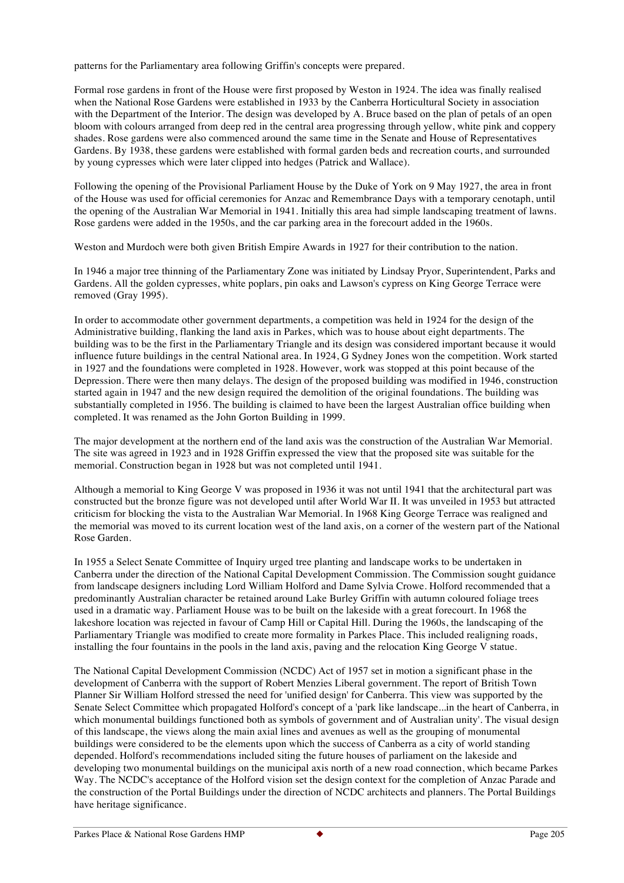patterns for the Parliamentary area following Griffin's concepts were prepared.

Formal rose gardens in front of the House were first proposed by Weston in 1924. The idea was finally realised when the National Rose Gardens were established in 1933 by the Canberra Horticultural Society in association with the Department of the Interior. The design was developed by A. Bruce based on the plan of petals of an open bloom with colours arranged from deep red in the central area progressing through yellow, white pink and coppery shades. Rose gardens were also commenced around the same time in the Senate and House of Representatives Gardens. By 1938, these gardens were established with formal garden beds and recreation courts, and surrounded by young cypresses which were later clipped into hedges (Patrick and Wallace).

Following the opening of the Provisional Parliament House by the Duke of York on 9 May 1927, the area in front of the House was used for official ceremonies for Anzac and Remembrance Days with a temporary cenotaph, until the opening of the Australian War Memorial in 1941. Initially this area had simple landscaping treatment of lawns. Rose gardens were added in the 1950s, and the car parking area in the forecourt added in the 1960s.

Weston and Murdoch were both given British Empire Awards in 1927 for their contribution to the nation.

In 1946 a major tree thinning of the Parliamentary Zone was initiated by Lindsay Pryor, Superintendent, Parks and Gardens. All the golden cypresses, white poplars, pin oaks and Lawson's cypress on King George Terrace were removed (Gray 1995).

In order to accommodate other government departments, a competition was held in 1924 for the design of the Administrative building, flanking the land axis in Parkes, which was to house about eight departments. The building was to be the first in the Parliamentary Triangle and its design was considered important because it would influence future buildings in the central National area. In 1924, G Sydney Jones won the competition. Work started in 1927 and the foundations were completed in 1928. However, work was stopped at this point because of the Depression. There were then many delays. The design of the proposed building was modified in 1946, construction started again in 1947 and the new design required the demolition of the original foundations. The building was substantially completed in 1956. The building is claimed to have been the largest Australian office building when completed. It was renamed as the John Gorton Building in 1999.

The major development at the northern end of the land axis was the construction of the Australian War Memorial. The site was agreed in 1923 and in 1928 Griffin expressed the view that the proposed site was suitable for the memorial. Construction began in 1928 but was not completed until 1941.

Although a memorial to King George V was proposed in 1936 it was not until 1941 that the architectural part was constructed but the bronze figure was not developed until after World War II. It was unveiled in 1953 but attracted criticism for blocking the vista to the Australian War Memorial. In 1968 King George Terrace was realigned and the memorial was moved to its current location west of the land axis, on a corner of the western part of the National Rose Garden.

In 1955 a Select Senate Committee of Inquiry urged tree planting and landscape works to be undertaken in Canberra under the direction of the National Capital Development Commission. The Commission sought guidance from landscape designers including Lord William Holford and Dame Sylvia Crowe. Holford recommended that a predominantly Australian character be retained around Lake Burley Griffin with autumn coloured foliage trees used in a dramatic way. Parliament House was to be built on the lakeside with a great forecourt. In 1968 the lakeshore location was rejected in favour of Camp Hill or Capital Hill. During the 1960s, the landscaping of the Parliamentary Triangle was modified to create more formality in Parkes Place. This included realigning roads, installing the four fountains in the pools in the land axis, paving and the relocation King George V statue.

The National Capital Development Commission (NCDC) Act of 1957 set in motion a significant phase in the development of Canberra with the support of Robert Menzies Liberal government. The report of British Town Planner Sir William Holford stressed the need for 'unified design' for Canberra. This view was supported by the Senate Select Committee which propagated Holford's concept of a 'park like landscape...in the heart of Canberra, in which monumental buildings functioned both as symbols of government and of Australian unity'. The visual design of this landscape, the views along the main axial lines and avenues as well as the grouping of monumental buildings were considered to be the elements upon which the success of Canberra as a city of world standing depended. Holford's recommendations included siting the future houses of parliament on the lakeside and developing two monumental buildings on the municipal axis north of a new road connection, which became Parkes Way. The NCDC's acceptance of the Holford vision set the design context for the completion of Anzac Parade and the construction of the Portal Buildings under the direction of NCDC architects and planners. The Portal Buildings have heritage significance.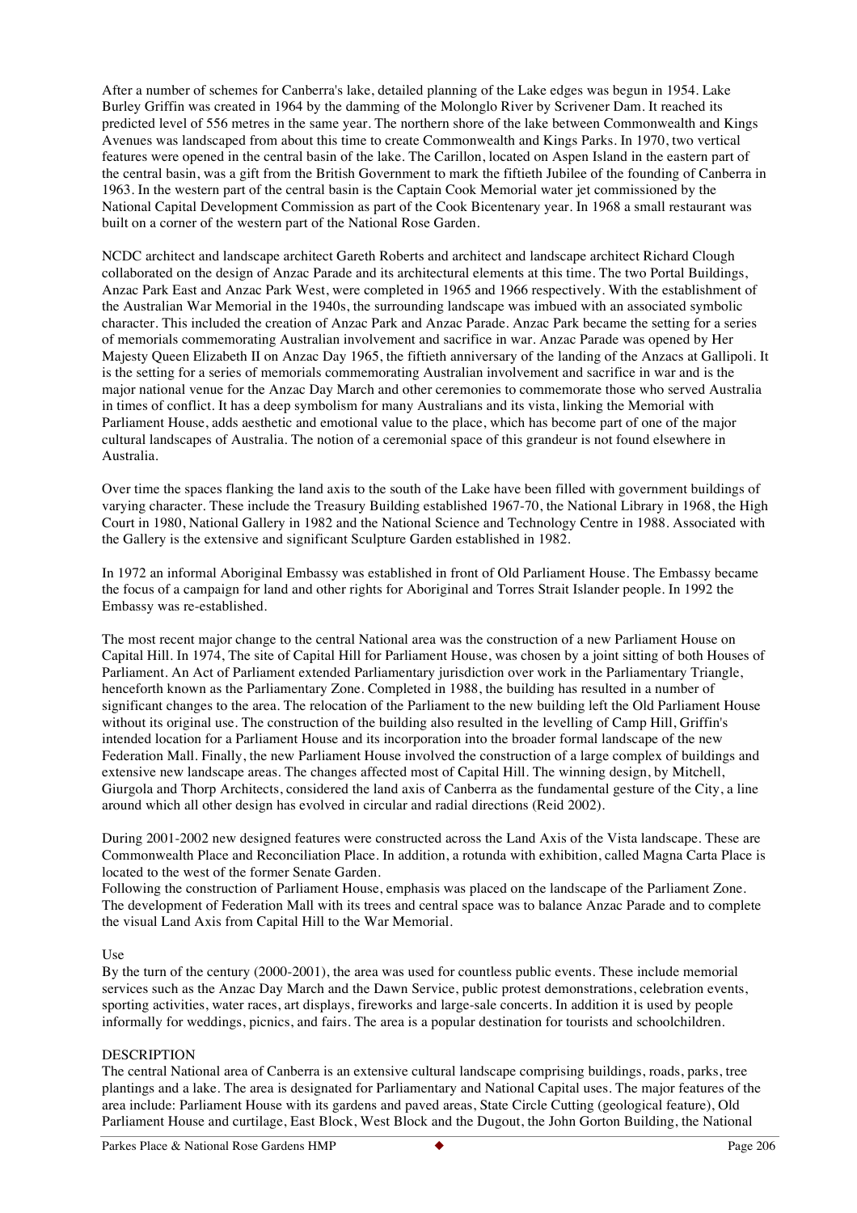After a number of schemes for Canberra's lake, detailed planning of the Lake edges was begun in 1954. Lake Burley Griffin was created in 1964 by the damming of the Molonglo River by Scrivener Dam. It reached its predicted level of 556 metres in the same year. The northern shore of the lake between Commonwealth and Kings Avenues was landscaped from about this time to create Commonwealth and Kings Parks. In 1970, two vertical features were opened in the central basin of the lake. The Carillon, located on Aspen Island in the eastern part of the central basin, was a gift from the British Government to mark the fiftieth Jubilee of the founding of Canberra in 1963. In the western part of the central basin is the Captain Cook Memorial water jet commissioned by the National Capital Development Commission as part of the Cook Bicentenary year. In 1968 a small restaurant was built on a corner of the western part of the National Rose Garden.

NCDC architect and landscape architect Gareth Roberts and architect and landscape architect Richard Clough collaborated on the design of Anzac Parade and its architectural elements at this time. The two Portal Buildings, Anzac Park East and Anzac Park West, were completed in 1965 and 1966 respectively. With the establishment of the Australian War Memorial in the 1940s, the surrounding landscape was imbued with an associated symbolic character. This included the creation of Anzac Park and Anzac Parade. Anzac Park became the setting for a series of memorials commemorating Australian involvement and sacrifice in war. Anzac Parade was opened by Her Majesty Queen Elizabeth II on Anzac Day 1965, the fiftieth anniversary of the landing of the Anzacs at Gallipoli. It is the setting for a series of memorials commemorating Australian involvement and sacrifice in war and is the major national venue for the Anzac Day March and other ceremonies to commemorate those who served Australia in times of conflict. It has a deep symbolism for many Australians and its vista, linking the Memorial with Parliament House, adds aesthetic and emotional value to the place, which has become part of one of the major cultural landscapes of Australia. The notion of a ceremonial space of this grandeur is not found elsewhere in Australia.

Over time the spaces flanking the land axis to the south of the Lake have been filled with government buildings of varying character. These include the Treasury Building established 1967-70, the National Library in 1968, the High Court in 1980, National Gallery in 1982 and the National Science and Technology Centre in 1988. Associated with the Gallery is the extensive and significant Sculpture Garden established in 1982.

In 1972 an informal Aboriginal Embassy was established in front of Old Parliament House. The Embassy became the focus of a campaign for land and other rights for Aboriginal and Torres Strait Islander people. In 1992 the Embassy was re-established.

The most recent major change to the central National area was the construction of a new Parliament House on Capital Hill. In 1974, The site of Capital Hill for Parliament House, was chosen by a joint sitting of both Houses of Parliament. An Act of Parliament extended Parliamentary jurisdiction over work in the Parliamentary Triangle, henceforth known as the Parliamentary Zone. Completed in 1988, the building has resulted in a number of significant changes to the area. The relocation of the Parliament to the new building left the Old Parliament House without its original use. The construction of the building also resulted in the levelling of Camp Hill, Griffin's intended location for a Parliament House and its incorporation into the broader formal landscape of the new Federation Mall. Finally, the new Parliament House involved the construction of a large complex of buildings and extensive new landscape areas. The changes affected most of Capital Hill. The winning design, by Mitchell, Giurgola and Thorp Architects, considered the land axis of Canberra as the fundamental gesture of the City, a line around which all other design has evolved in circular and radial directions (Reid 2002).

During 2001-2002 new designed features were constructed across the Land Axis of the Vista landscape. These are Commonwealth Place and Reconciliation Place. In addition, a rotunda with exhibition, called Magna Carta Place is located to the west of the former Senate Garden.
Following the construction of Parliament House, emphasis was placed on the landscape of the Parliament Zone. The development of Federation Mall with its trees and central space was to balance Anzac Parade and to complete the visual Land Axis from Capital Hill to the War Memorial.

Use
By the turn of the century (2000-2001), the area was used for countless public events. These include memorial services such as the Anzac Day March and the Dawn Service, public protest demonstrations, celebration events, sporting activities, water races, art displays, fireworks and large-sale concerts. In addition it is used by people informally for weddings, picnics, and fairs. The area is a popular destination for tourists and schoolchildren.

DESCRIPTION
The central National area of Canberra is an extensive cultural landscape comprising buildings, roads, parks, tree plantings and a lake. The area is designated for Parliamentary and National Capital uses. The major features of the area include: Parliament House with its gardens and paved areas, State Circle Cutting (geological feature), Old Parliament House and curtilage, East Block, West Block and the Dugout, the John Gorton Building, the National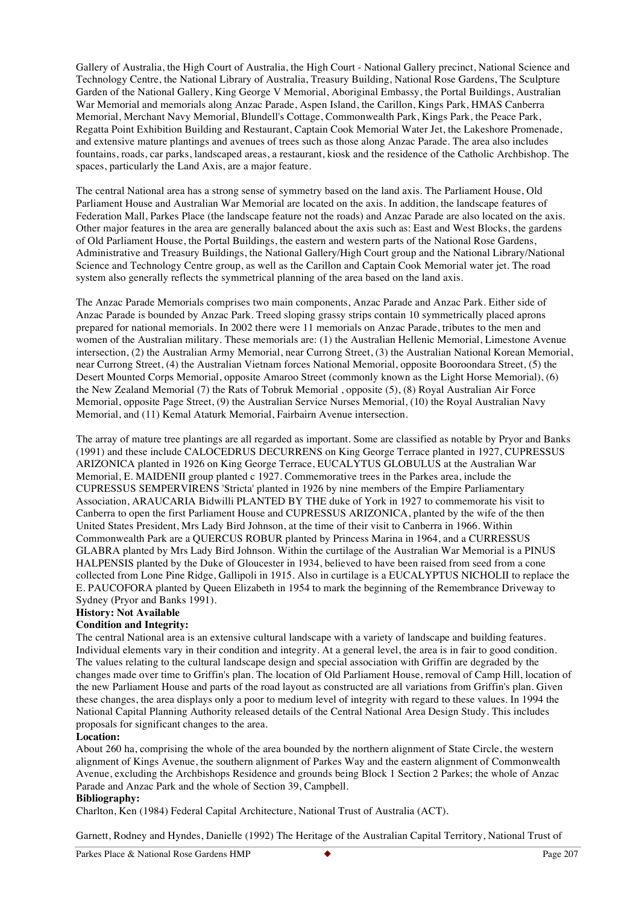Gallery of Australia, the High Court of Australia, the High Court - National Gallery precinct, National Science and Technology Centre, the National Library of Australia, Treasury Building, National Rose Gardens, The Sculpture Garden of the National Gallery, King George V Memorial, Aboriginal Embassy, the Portal Buildings, Australian War Memorial and memorials along Anzac Parade, Aspen Island, the Carillon, Kings Park, HMAS Canberra Memorial, Merchant Navy Memorial, Blundell's Cottage, Commonwealth Park, Kings Park, the Peace Park, Regatta Point Exhibition Building and Restaurant, Captain Cook Memorial Water Jet, the Lakeshore Promenade, and extensive mature plantings and avenues of trees such as those along Anzac Parade. The area also includes fountains, roads, car parks, landscaped areas, a restaurant, kiosk and the residence of the Catholic Archbishop. The spaces, particularly the Land Axis, are a major feature.

The central National area has a strong sense of symmetry based on the land axis. The Parliament House, Old Parliament House and Australian War Memorial are located on the axis. In addition, the landscape features of Federation Mall, Parkes Place (the landscape feature not the roads) and Anzac Parade are also located on the axis. Other major features in the area are generally balanced about the axis such as: East and West Blocks, the gardens of Old Parliament House, the Portal Buildings, the eastern and western parts of the National Rose Gardens, Administrative and Treasury Buildings, the National Gallery/High Court group and the National Library/National Science and Technology Centre group, as well as the Carillon and Captain Cook Memorial water jet. The road system also generally reflects the symmetrical planning of the area based on the land axis.

The Anzac Parade Memorials comprises two main components, Anzac Parade and Anzac Park. Either side of Anzac Parade is bounded by Anzac Park. Treed sloping grassy strips contain 10 symmetrically placed aprons prepared for national memorials. In 2002 there were 11 memorials on Anzac Parade, tributes to the men and women of the Australian military. These memorials are: (1) the Australian Hellenic Memorial, Limestone Avenue intersection, (2) the Australian Army Memorial, near Currong Street, (3) the Australian National Korean Memorial, near Currong Street, (4) the Australian Vietnam forces National Memorial, opposite Booroondara Street, (5) the Desert Mounted Corps Memorial, opposite Amaroo Street (commonly known as the Light Horse Memorial), (6) the New Zealand Memorial (7) the Rats of Tobruk Memorial , opposite (5), (8) Royal Australian Air Force Memorial, opposite Page Street, (9) the Australian Service Nurses Memorial, (10) the Royal Australian Navy Memorial, and (11) Kemal Ataturk Memorial, Fairbairn Avenue intersection.

The array of mature tree plantings are all regarded as important. Some are classified as notable by Pryor and Banks (1991) and these include CALOCEDRUS DECURRENS on King George Terrace planted in 1927, CUPRESSUS ARIZONICA planted in 1926 on King George Terrace, EUCALYTUS GLOBULUS at the Australian War Memorial, E. MAIDENII group planted c 1927. Commemorative trees in the Parkes area, include the CUPRESSUS SEMPERVIRENS 'Stricta' planted in 1926 by nine members of the Empire Parliamentary Association, ARAUCARIA Bidwilli PLANTED BY THE duke of York in 1927 to commemorate his visit to Canberra to open the first Parliament House and CUPRESSUS ARIZONICA, planted by the wife of the then United States President, Mrs Lady Bird Johnson, at the time of their visit to Canberra in 1966. Within Commonwealth Park are a QUERCUS ROBUR planted by Princess Marina in 1964, and a CURRESSUS GLABRA planted by Mrs Lady Bird Johnson. Within the curtilage of the Australian War Memorial is a PINUS HALPENSIS planted by the Duke of Gloucester in 1934, believed to have been raised from seed from a cone collected from Lone Pine Ridge, Gallipoli in 1915. Also in curtilage is a EUCALYPTUS NICHOLII to replace the E. PAUCOFORA planted by Queen Elizabeth in 1954 to mark the beginning of the Remembrance Driveway to Sydney (Pryor and Banks 1991).

**History: Not Available**

**Condition and Integrity:**

The central National area is an extensive cultural landscape with a variety of landscape and building features. Individual elements vary in their condition and integrity. At a general level, the area is in fair to good condition. The values relating to the cultural landscape design and special association with Griffin are degraded by the changes made over time to Griffin's plan. The location of Old Parliament House, removal of Camp Hill, location of the new Parliament House and parts of the road layout as constructed are all variations from Griffin's plan. Given these changes, the area displays only a poor to medium level of integrity with regard to these values. In 1994 the National Capital Planning Authority released details of the Central National Area Design Study. This includes proposals for significant changes to the area.

**Location:**

About 260 ha, comprising the whole of the area bounded by the northern alignment of State Circle, the western alignment of Kings Avenue, the southern alignment of Parkes Way and the eastern alignment of Commonwealth Avenue, excluding the Archbishops Residence and grounds being Block 1 Section 2 Parkes; the whole of Anzac Parade and Anzac Park and the whole of Section 39, Campbell.

**Bibliography:**

Charlton, Ken (1984) Federal Capital Architecture, National Trust of Australia (ACT).

Garnett, Rodney and Hyndes, Danielle (1992) The Heritage of the Australian Capital Territory, National Trust of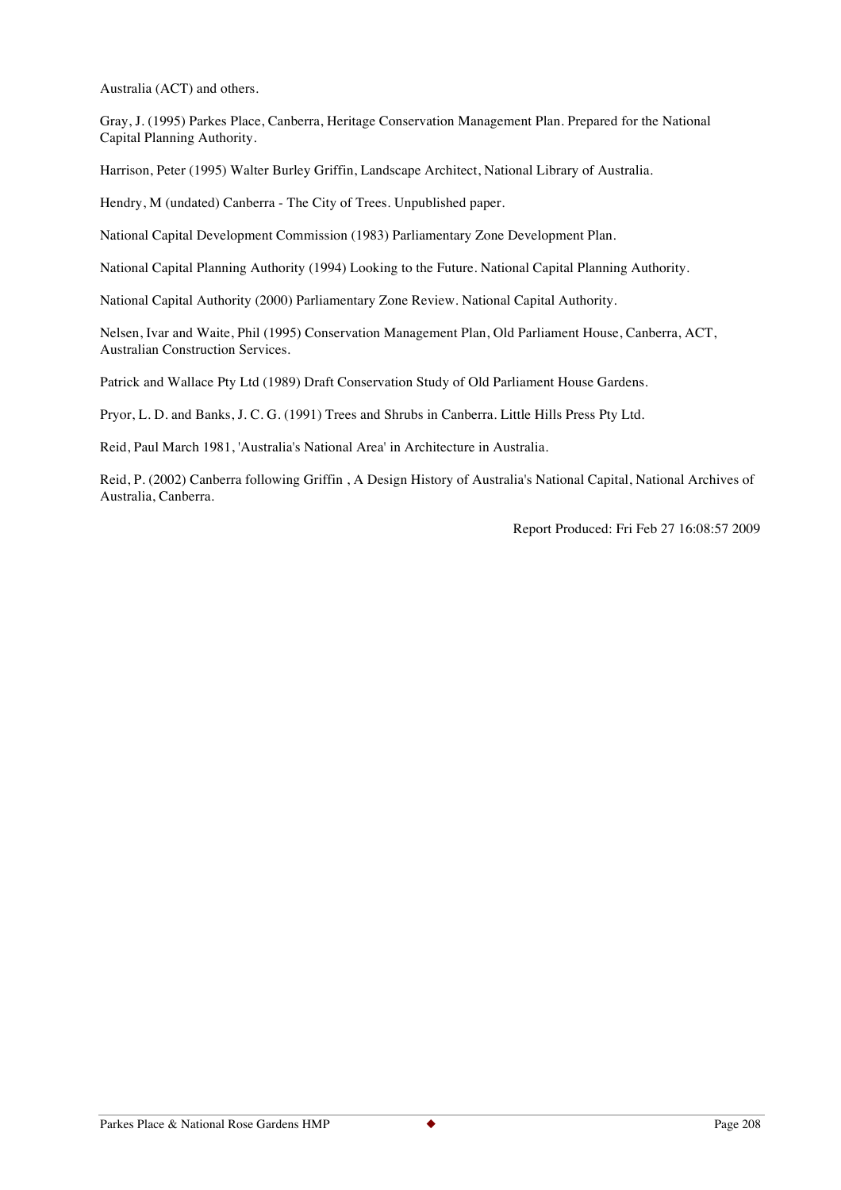Australia (ACT) and others.

Gray, J. (1995) Parkes Place, Canberra, Heritage Conservation Management Plan. Prepared for the National Capital Planning Authority.

Harrison, Peter (1995) Walter Burley Griffin, Landscape Architect, National Library of Australia.

Hendry, M (undated) Canberra - The City of Trees. Unpublished paper.

National Capital Development Commission (1983) Parliamentary Zone Development Plan.

National Capital Planning Authority (1994) Looking to the Future. National Capital Planning Authority.

National Capital Authority (2000) Parliamentary Zone Review. National Capital Authority.

Nelsen, Ivar and Waite, Phil (1995) Conservation Management Plan, Old Parliament House, Canberra, ACT, Australian Construction Services.

Patrick and Wallace Pty Ltd (1989) Draft Conservation Study of Old Parliament House Gardens.

Pryor, L. D. and Banks, J. C. G. (1991) Trees and Shrubs in Canberra. Little Hills Press Pty Ltd.

Reid, Paul March 1981, 'Australia's National Area' in Architecture in Australia.

Reid, P. (2002) Canberra following Griffin , A Design History of Australia's National Capital, National Archives of Australia, Canberra.

Report Produced: Fri Feb 27 16:08:57 2009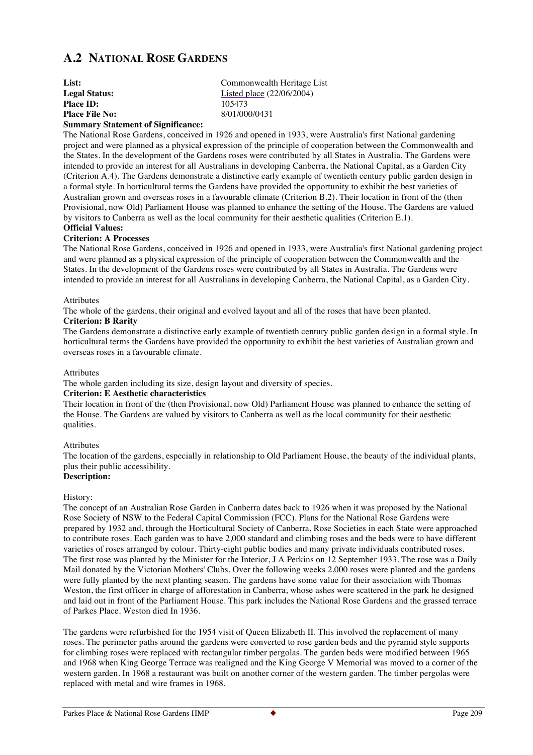## A.2 National Rose Gardens

**List:** Commonwealth Heritage List
**Legal Status:** Listed place (22/06/2004)
**Place ID:** 105473
**Place File No:** 8/01/000/0431

**Summary Statement of Significance:**

The National Rose Gardens, conceived in 1926 and opened in 1933, were Australia's first National gardening project and were planned as a physical expression of the principle of cooperation between the Commonwealth and the States. In the development of the Gardens roses were contributed by all States in Australia. The Gardens were intended to provide an interest for all Australians in developing Canberra, the National Capital, as a Garden City (Criterion A.4). The Gardens demonstrate a distinctive early example of twentieth century public garden design in a formal style. In horticultural terms the Gardens have provided the opportunity to exhibit the best varieties of Australian grown and overseas roses in a favourable climate (Criterion B.2). Their location in front of the (then Provisional, now Old) Parliament House was planned to enhance the setting of the House. The Gardens are valued by visitors to Canberra as well as the local community for their aesthetic qualities (Criterion E.1).

**Official Values:**

**Criterion: A Processes**

The National Rose Gardens, conceived in 1926 and opened in 1933, were Australia's first National gardening project and were planned as a physical expression of the principle of cooperation between the Commonwealth and the States. In the development of the Gardens roses were contributed by all States in Australia. The Gardens were intended to provide an interest for all Australians in developing Canberra, the National Capital, as a Garden City.

Attributes

The whole of the gardens, their original and evolved layout and all of the roses that have been planted.

**Criterion: B Rarity**

The Gardens demonstrate a distinctive early example of twentieth century public garden design in a formal style. In horticultural terms the Gardens have provided the opportunity to exhibit the best varieties of Australian grown and overseas roses in a favourable climate.

Attributes

The whole garden including its size, design layout and diversity of species.

**Criterion: E Aesthetic characteristics**

Their location in front of the (then Provisional, now Old) Parliament House was planned to enhance the setting of the House. The Gardens are valued by visitors to Canberra as well as the local community for their aesthetic qualities.

Attributes

The location of the gardens, especially in relationship to Old Parliament House, the beauty of the individual plants, plus their public accessibility.

**Description:**

History:

The concept of an Australian Rose Garden in Canberra dates back to 1926 when it was proposed by the National Rose Society of NSW to the Federal Capital Commission (FCC). Plans for the National Rose Gardens were prepared by 1932 and, through the Horticultural Society of Canberra, Rose Societies in each State were approached to contribute roses. Each garden was to have 2,000 standard and climbing roses and the beds were to have different varieties of roses arranged by colour. Thirty-eight public bodies and many private individuals contributed roses. The first rose was planted by the Minister for the Interior, J A Perkins on 12 September 1933. The rose was a Daily Mail donated by the Victorian Mothers' Clubs. Over the following weeks 2,000 roses were planted and the gardens were fully planted by the next planting season. The gardens have some value for their association with Thomas Weston, the first officer in charge of afforestation in Canberra, whose ashes were scattered in the park he designed and laid out in front of the Parliament House. This park includes the National Rose Gardens and the grassed terrace of Parkes Place. Weston died In 1936.

The gardens were refurbished for the 1954 visit of Queen Elizabeth II. This involved the replacement of many roses. The perimeter paths around the gardens were converted to rose garden beds and the pyramid style supports for climbing roses were replaced with rectangular timber pergolas. The garden beds were modified between 1965 and 1968 when King George Terrace was realigned and the King George V Memorial was moved to a corner of the western garden. In 1968 a restaurant was built on another corner of the western garden. The timber pergolas were replaced with metal and wire frames in 1968.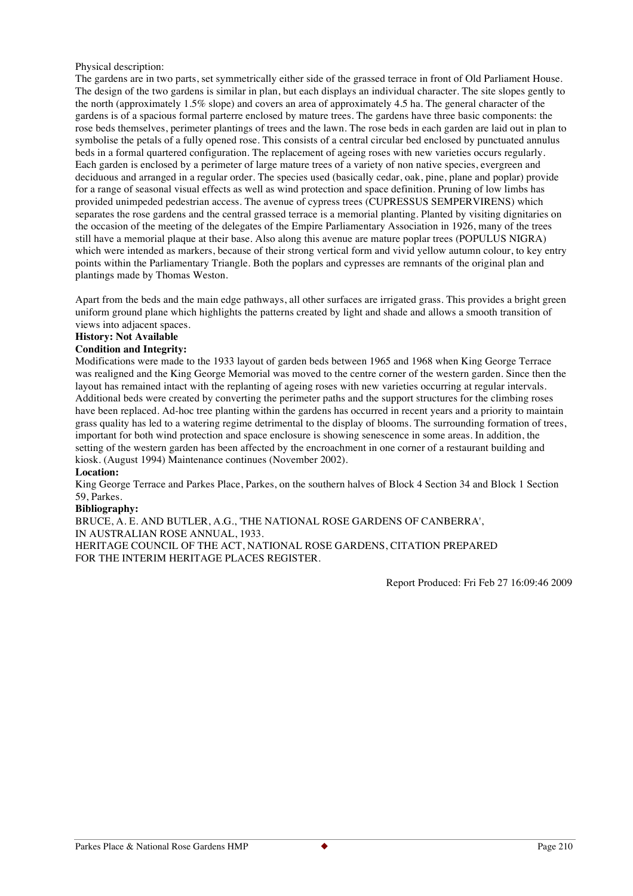Physical description:

The gardens are in two parts, set symmetrically either side of the grassed terrace in front of Old Parliament House. The design of the two gardens is similar in plan, but each displays an individual character. The site slopes gently to the north (approximately 1.5% slope) and covers an area of approximately 4.5 ha. The general character of the gardens is of a spacious formal parterre enclosed by mature trees. The gardens have three basic components: the rose beds themselves, perimeter plantings of trees and the lawn. The rose beds in each garden are laid out in plan to symbolise the petals of a fully opened rose. This consists of a central circular bed enclosed by punctuated annulus beds in a formal quartered configuration. The replacement of ageing roses with new varieties occurs regularly. Each garden is enclosed by a perimeter of large mature trees of a variety of non native species, evergreen and deciduous and arranged in a regular order. The species used (basically cedar, oak, pine, plane and poplar) provide for a range of seasonal visual effects as well as wind protection and space definition. Pruning of low limbs has provided unimpeded pedestrian access. The avenue of cypress trees (CUPRESSUS SEMPERVIRENS) which separates the rose gardens and the central grassed terrace is a memorial planting. Planted by visiting dignitaries on the occasion of the meeting of the delegates of the Empire Parliamentary Association in 1926, many of the trees still have a memorial plaque at their base. Also along this avenue are mature poplar trees (POPULUS NIGRA) which were intended as markers, because of their strong vertical form and vivid yellow autumn colour, to key entry points within the Parliamentary Triangle. Both the poplars and cypresses are remnants of the original plan and plantings made by Thomas Weston.

Apart from the beds and the main edge pathways, all other surfaces are irrigated grass. This provides a bright green uniform ground plane which highlights the patterns created by light and shade and allows a smooth transition of views into adjacent spaces.

**History: Not Available**

**Condition and Integrity:**

Modifications were made to the 1933 layout of garden beds between 1965 and 1968 when King George Terrace was realigned and the King George Memorial was moved to the centre corner of the western garden. Since then the layout has remained intact with the replanting of ageing roses with new varieties occurring at regular intervals. Additional beds were created by converting the perimeter paths and the support structures for the climbing roses have been replaced. Ad-hoc tree planting within the gardens has occurred in recent years and a priority to maintain grass quality has led to a watering regime detrimental to the display of blooms. The surrounding formation of trees, important for both wind protection and space enclosure is showing senescence in some areas. In addition, the setting of the western garden has been affected by the encroachment in one corner of a restaurant building and kiosk. (August 1994) Maintenance continues (November 2002).

**Location:**

King George Terrace and Parkes Place, Parkes, on the southern halves of Block 4 Section 34 and Block 1 Section 59, Parkes.

**Bibliography:**

BRUCE, A. E. AND BUTLER, A.G., 'THE NATIONAL ROSE GARDENS OF CANBERRA', IN AUSTRALIAN ROSE ANNUAL, 1933.
HERITAGE COUNCIL OF THE ACT, NATIONAL ROSE GARDENS, CITATION PREPARED FOR THE INTERIM HERITAGE PLACES REGISTER.

Report Produced: Fri Feb 27 16:09:46 2009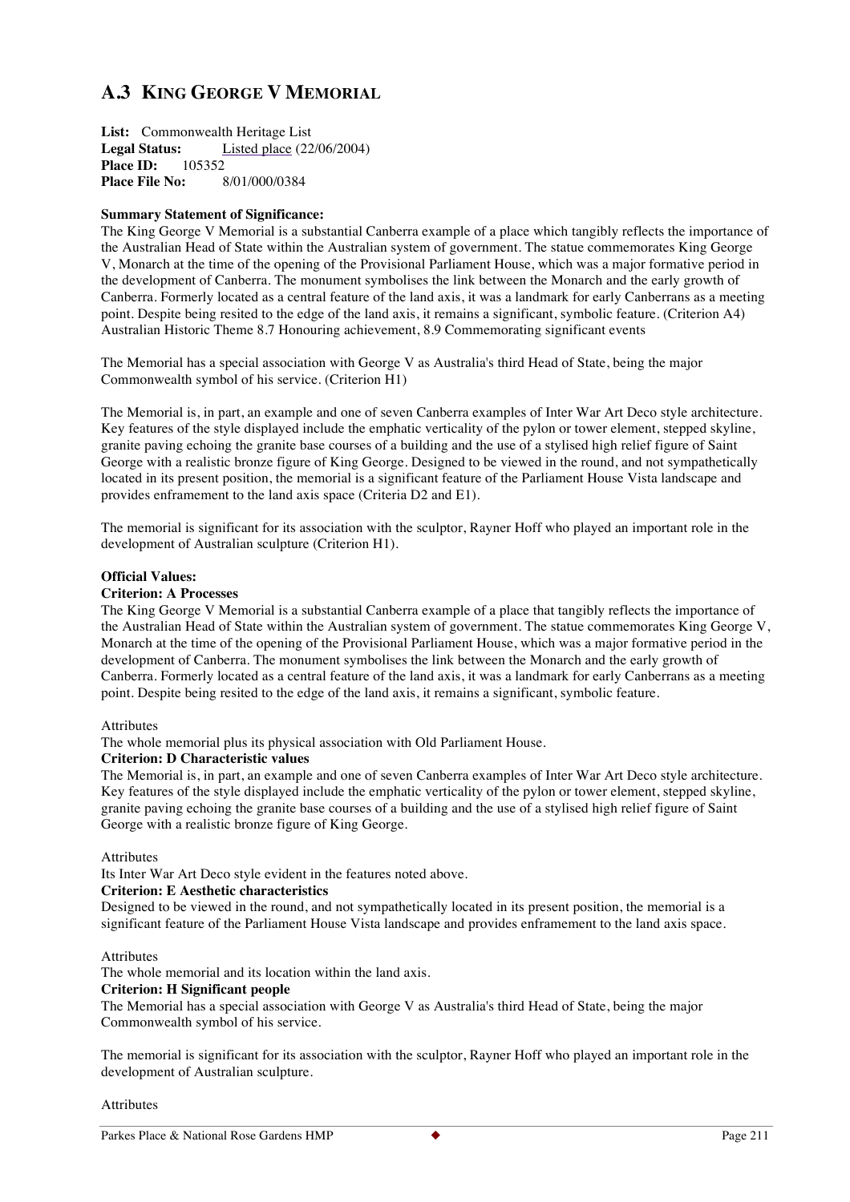## A.3 KING GEORGE V MEMORIAL

**List:** Commonwealth Heritage List
**Legal Status:** Listed place (22/06/2004)
**Place ID:** 105352
**Place File No:** 8/01/000/0384

**Summary Statement of Significance:**
The King George V Memorial is a substantial Canberra example of a place which tangibly reflects the importance of the Australian Head of State within the Australian system of government. The statue commemorates King George V, Monarch at the time of the opening of the Provisional Parliament House, which was a major formative period in the development of Canberra. The monument symbolises the link between the Monarch and the early growth of Canberra. Formerly located as a central feature of the land axis, it was a landmark for early Canberrans as a meeting point. Despite being resited to the edge of the land axis, it remains a significant, symbolic feature. (Criterion A4) Australian Historic Theme 8.7 Honouring achievement, 8.9 Commemorating significant events

The Memorial has a special association with George V as Australia's third Head of State, being the major Commonwealth symbol of his service. (Criterion H1)

The Memorial is, in part, an example and one of seven Canberra examples of Inter War Art Deco style architecture. Key features of the style displayed include the emphatic verticality of the pylon or tower element, stepped skyline, granite paving echoing the granite base courses of a building and the use of a stylised high relief figure of Saint George with a realistic bronze figure of King George. Designed to be viewed in the round, and not sympathetically located in its present position, the memorial is a significant feature of the Parliament House Vista landscape and provides enframement to the land axis space (Criteria D2 and E1).

The memorial is significant for its association with the sculptor, Rayner Hoff who played an important role in the development of Australian sculpture (Criterion H1).

**Official Values:**
**Criterion: A Processes**
The King George V Memorial is a substantial Canberra example of a place that tangibly reflects the importance of the Australian Head of State within the Australian system of government. The statue commemorates King George V, Monarch at the time of the opening of the Provisional Parliament House, which was a major formative period in the development of Canberra. The monument symbolises the link between the Monarch and the early growth of Canberra. Formerly located as a central feature of the land axis, it was a landmark for early Canberrans as a meeting point. Despite being resited to the edge of the land axis, it remains a significant, symbolic feature.

Attributes
The whole memorial plus its physical association with Old Parliament House.
**Criterion: D Characteristic values**
The Memorial is, in part, an example and one of seven Canberra examples of Inter War Art Deco style architecture. Key features of the style displayed include the emphatic verticality of the pylon or tower element, stepped skyline, granite paving echoing the granite base courses of a building and the use of a stylised high relief figure of Saint George with a realistic bronze figure of King George.

Attributes
Its Inter War Art Deco style evident in the features noted above.
**Criterion: E Aesthetic characteristics**
Designed to be viewed in the round, and not sympathetically located in its present position, the memorial is a significant feature of the Parliament House Vista landscape and provides enframement to the land axis space.

Attributes
The whole memorial and its location within the land axis.
**Criterion: H Significant people**
The Memorial has a special association with George V as Australia's third Head of State, being the major Commonwealth symbol of his service.

The memorial is significant for its association with the sculptor, Rayner Hoff who played an important role in the development of Australian sculpture.

Attributes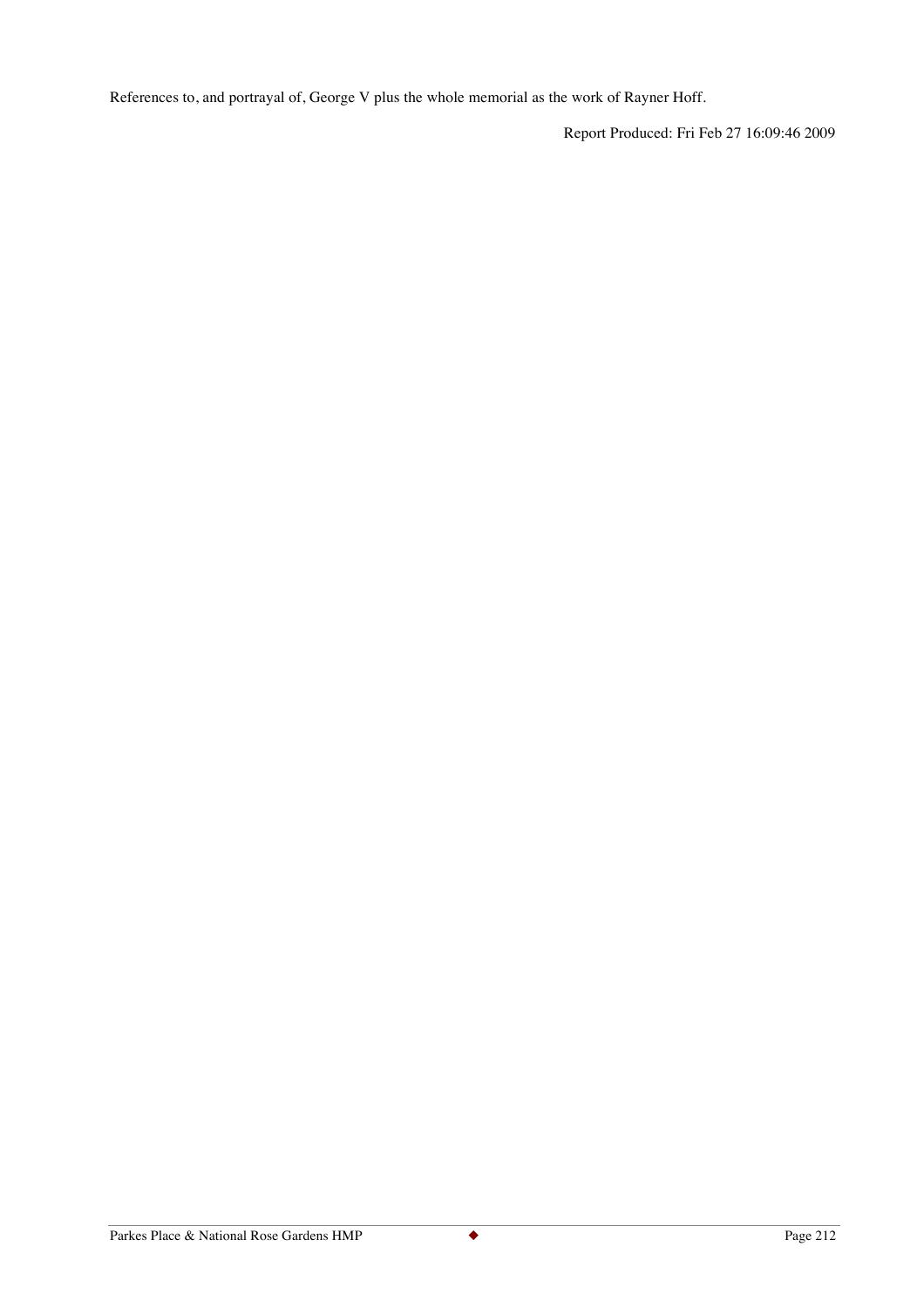References to, and portrayal of, George V plus the whole memorial as the work of Rayner Hoff.

Report Produced: Fri Feb 27 16:09:46 2009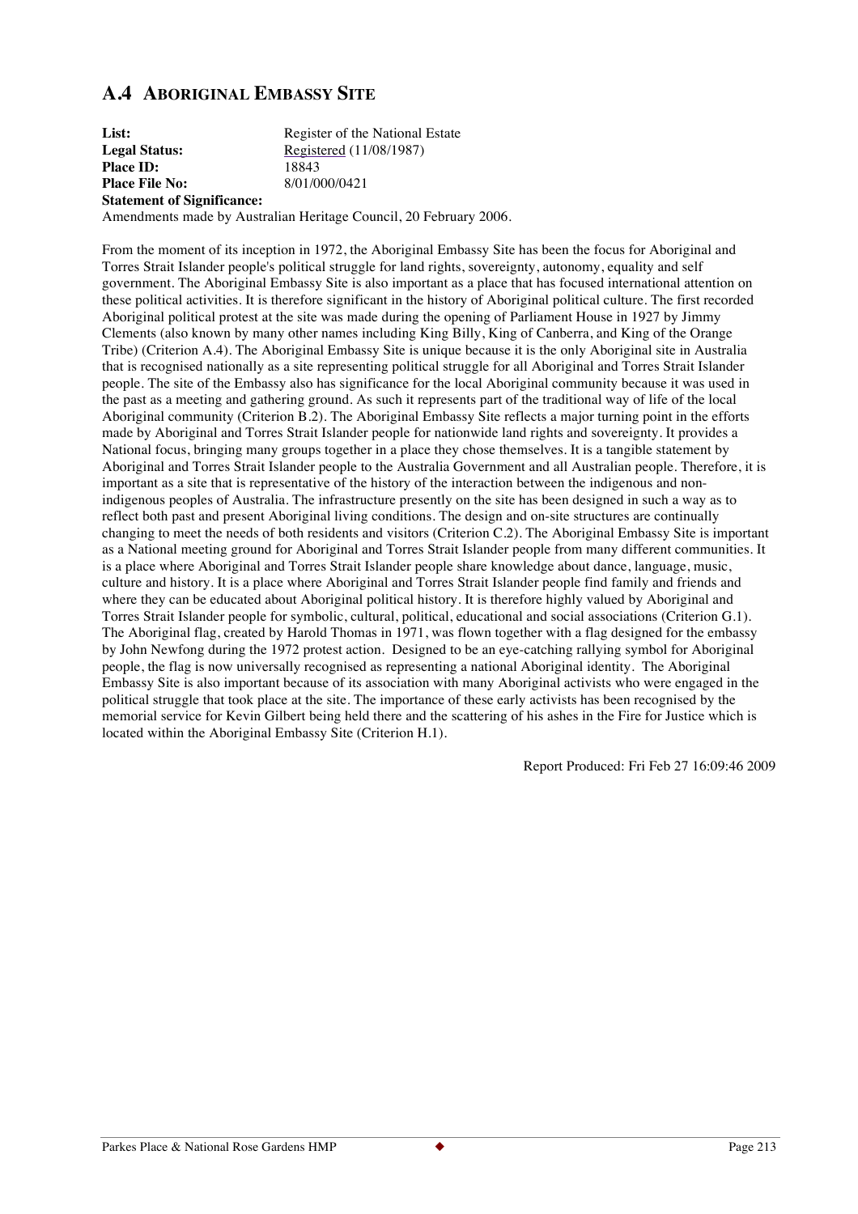## A.4 ABORIGINAL EMBASSY SITE

**List:** Register of the National Estate
**Legal Status:** Registered (11/08/1987)
**Place ID:** 18843
**Place File No:** 8/01/000/0421
**Statement of Significance:**
Amendments made by Australian Heritage Council, 20 February 2006.

From the moment of its inception in 1972, the Aboriginal Embassy Site has been the focus for Aboriginal and Torres Strait Islander people's political struggle for land rights, sovereignty, autonomy, equality and self government. The Aboriginal Embassy Site is also important as a place that has focused international attention on these political activities. It is therefore significant in the history of Aboriginal political culture. The first recorded Aboriginal political protest at the site was made during the opening of Parliament House in 1927 by Jimmy Clements (also known by many other names including King Billy, King of Canberra, and King of the Orange Tribe) (Criterion A.4). The Aboriginal Embassy Site is unique because it is the only Aboriginal site in Australia that is recognised nationally as a site representing political struggle for all Aboriginal and Torres Strait Islander people. The site of the Embassy also has significance for the local Aboriginal community because it was used in the past as a meeting and gathering ground. As such it represents part of the traditional way of life of the local Aboriginal community (Criterion B.2). The Aboriginal Embassy Site reflects a major turning point in the efforts made by Aboriginal and Torres Strait Islander people for nationwide land rights and sovereignty. It provides a National focus, bringing many groups together in a place they chose themselves. It is a tangible statement by Aboriginal and Torres Strait Islander people to the Australia Government and all Australian people. Therefore, it is important as a site that is representative of the history of the interaction between the indigenous and non-indigenous peoples of Australia. The infrastructure presently on the site has been designed in such a way as to reflect both past and present Aboriginal living conditions. The design and on-site structures are continually changing to meet the needs of both residents and visitors (Criterion C.2). The Aboriginal Embassy Site is important as a National meeting ground for Aboriginal and Torres Strait Islander people from many different communities. It is a place where Aboriginal and Torres Strait Islander people share knowledge about dance, language, music, culture and history. It is a place where Aboriginal and Torres Strait Islander people find family and friends and where they can be educated about Aboriginal political history. It is therefore highly valued by Aboriginal and Torres Strait Islander people for symbolic, cultural, political, educational and social associations (Criterion G.1). The Aboriginal flag, created by Harold Thomas in 1971, was flown together with a flag designed for the embassy by John Newfong during the 1972 protest action. Designed to be an eye-catching rallying symbol for Aboriginal people, the flag is now universally recognised as representing a national Aboriginal identity. The Aboriginal Embassy Site is also important because of its association with many Aboriginal activists who were engaged in the political struggle that took place at the site. The importance of these early activists has been recognised by the memorial service for Kevin Gilbert being held there and the scattering of his ashes in the Fire for Justice which is located within the Aboriginal Embassy Site (Criterion H.1).

Report Produced: Fri Feb 27 16:09:46 2009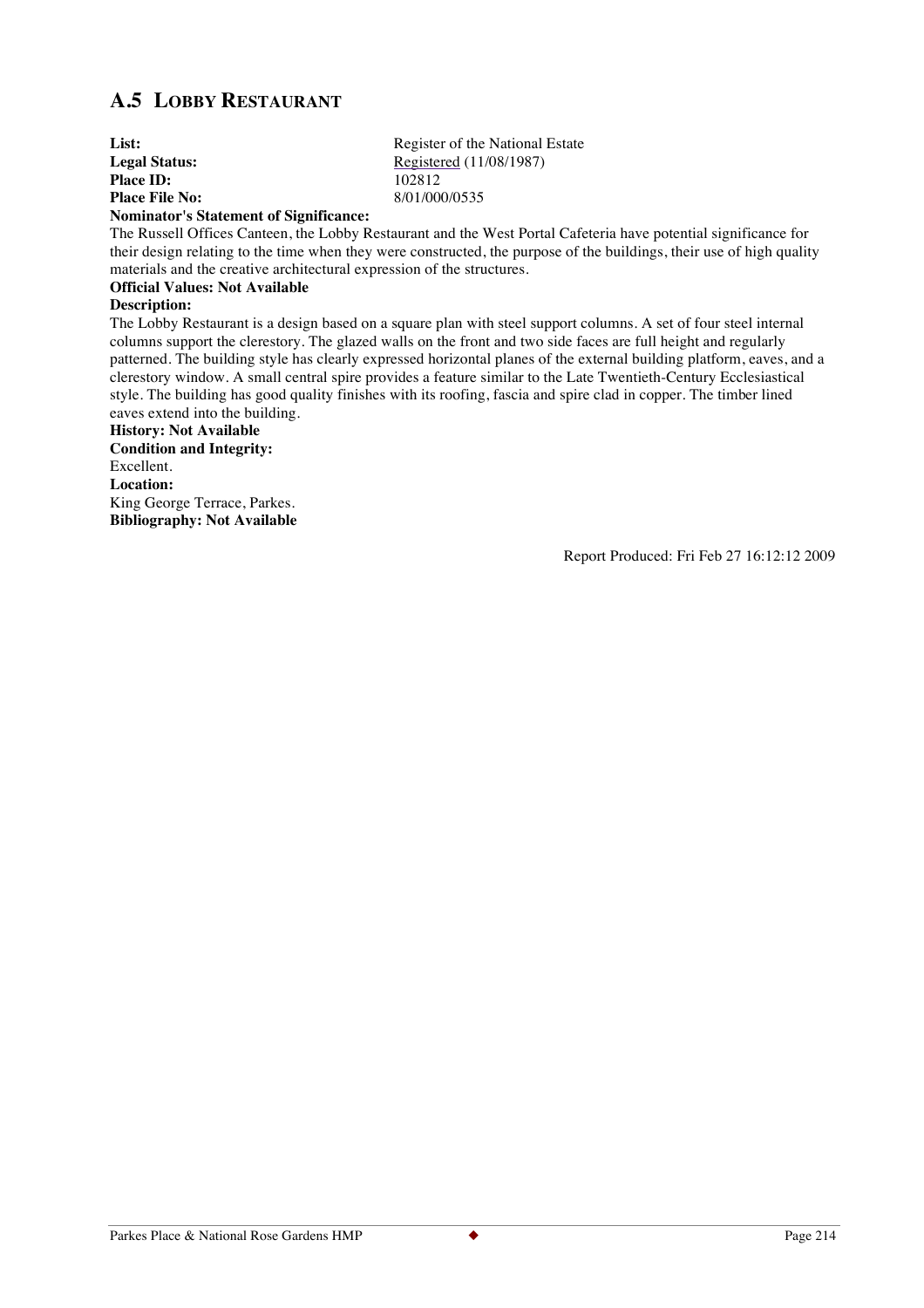## A.5 Lobby Restaurant

**List:** Register of the National Estate
**Legal Status:** Registered (11/08/1987)
**Place ID:** 102812
**Place File No:** 8/01/000/0535

**Nominator's Statement of Significance:**

The Russell Offices Canteen, the Lobby Restaurant and the West Portal Cafeteria have potential significance for their design relating to the time when they were constructed, the purpose of the buildings, their use of high quality materials and the creative architectural expression of the structures.

**Official Values: Not Available**

**Description:**

The Lobby Restaurant is a design based on a square plan with steel support columns. A set of four steel internal columns support the clerestory. The glazed walls on the front and two side faces are full height and regularly patterned. The building style has clearly expressed horizontal planes of the external building platform, eaves, and a clerestory window. A small central spire provides a feature similar to the Late Twentieth-Century Ecclesiastical style. The building has good quality finishes with its roofing, fascia and spire clad in copper. The timber lined eaves extend into the building.

**History: Not Available**

**Condition and Integrity:**

Excellent.

**Location:**

King George Terrace, Parkes.

**Bibliography: Not Available**

Report Produced: Fri Feb 27 16:12:12 2009